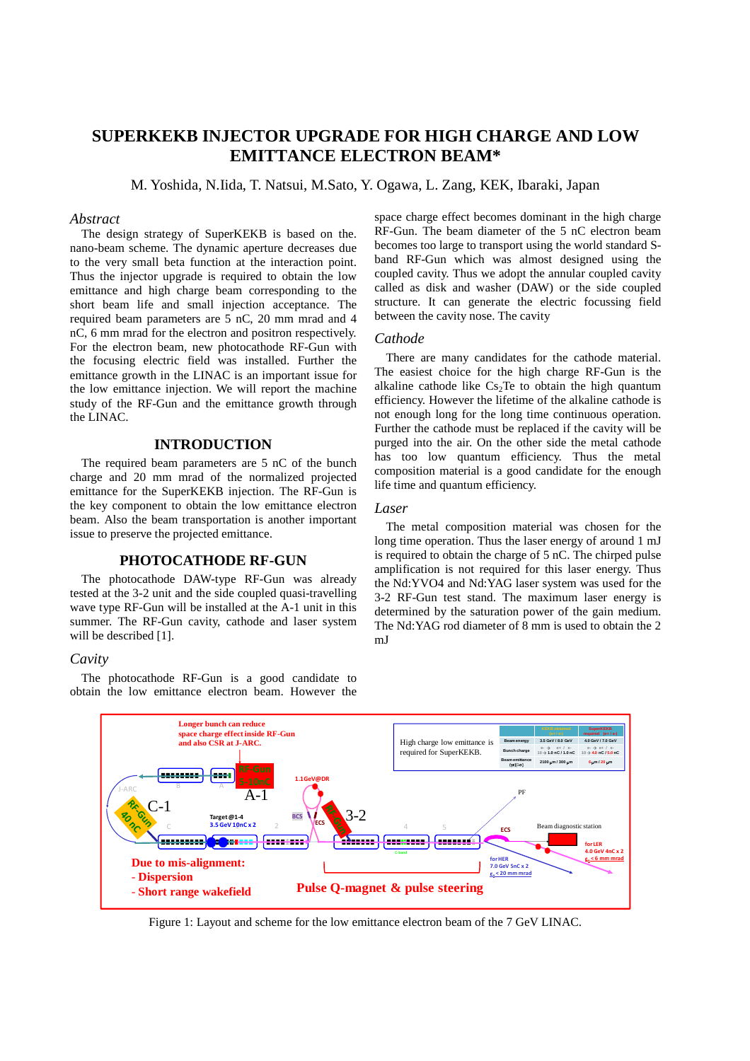# SUPERKEKB INJECTOR UPGRADE FOR HIGH CHARGE AND LOW EMITTANCE ELECTRON BEAM*

M. Yoshida, N.Iida, T. Natsui, M.Sato, Y. Ogawa, L. Zang, KEK, Ibaraki, Japan

## *Abstract*

The design strategy of SuperKEKB is based on the nano-beam scheme. The dynamic aperture decreases due to the very small beta function at the interaction point. Thus the injector upgrade is required to obtain the low emittance and high charge beam corresponding to the short beam life and small injection acceptance. The required beam parameters are 5 nC, 20 mm mrad and 4 nC, 6 mm mrad for the electron and positron respectively. For the electron beam, new photocathode RF-Gun with the focusing electric field was installed. Further the emittance growth in the LINAC is an important issue for the low emittance injection. We will report the machine study of the RF-Gun and the emittance growth through the LINAC.

## INTRODUCTION

The required beam parameters are 5 nC of the bunch charge and 20 mm mrad of the normalized projected emittance for the SuperKEKB injection. The RF-Gun is the key component to obtain the low emittance electron beam. Also the beam transportation is another important issue to preserve the projected emittance.

## PHOTOCATHODE RF-GUN

The photocathode DAW-type RF-Gun was already tested at the 3-2 unit and the side coupled quasi-travelling wave type RF-Gun will be installed at the A-1 unit in this summer. The RF-Gun cavity, cathode and laser system will be described [1].

### *Cavity*

The photocathode RF-Gun is a good candidate to obtain the low emittance electron beam. However the space charge effect becomes dominant in the high charge RF-Gun. The beam diameter of the 5 nC electron beam becomes too large to transport using the world standard S-band RF-Gun which was almost designed using the coupled cavity. Thus we adopt the annular coupled cavity called as disk and washer (DAW) or the side coupled structure. It can generate the electric focussing field between the cavity nose. The cavity

### *Cathode*

There are many candidates for the cathode material. The easiest choice for the high charge RF-Gun is the alkaline cathode like $Cs_2Te$ to obtain the high quantum efficiency. However the lifetime of the alkaline cathode is not enough long for the long time continuous operation. Further the cathode must be replaced if the cavity will be purged into the air. On the other side the metal cathode has too low quantum efficiency. Thus the metal composition material is a good candidate for the enough life time and quantum efficiency.

### *Laser*

The metal composition material was chosen for the long time operation. Thus the laser energy of around 1 mJ is required to obtain the charge of 5 nC. The chirped pulse amplification is not required for this laser energy. Thus the Nd:YVO4 and Nd:YAG laser system was used for the 3-2 RF-Gun test stand. The maximum laser energy is determined by the saturation power of the gain medium. The Nd:YAG rod diameter of 8 mm is used to obtain the 2 mJ

Figure 1: Layout and scheme for the low emittance electron beam of the 7 GeV LINAC.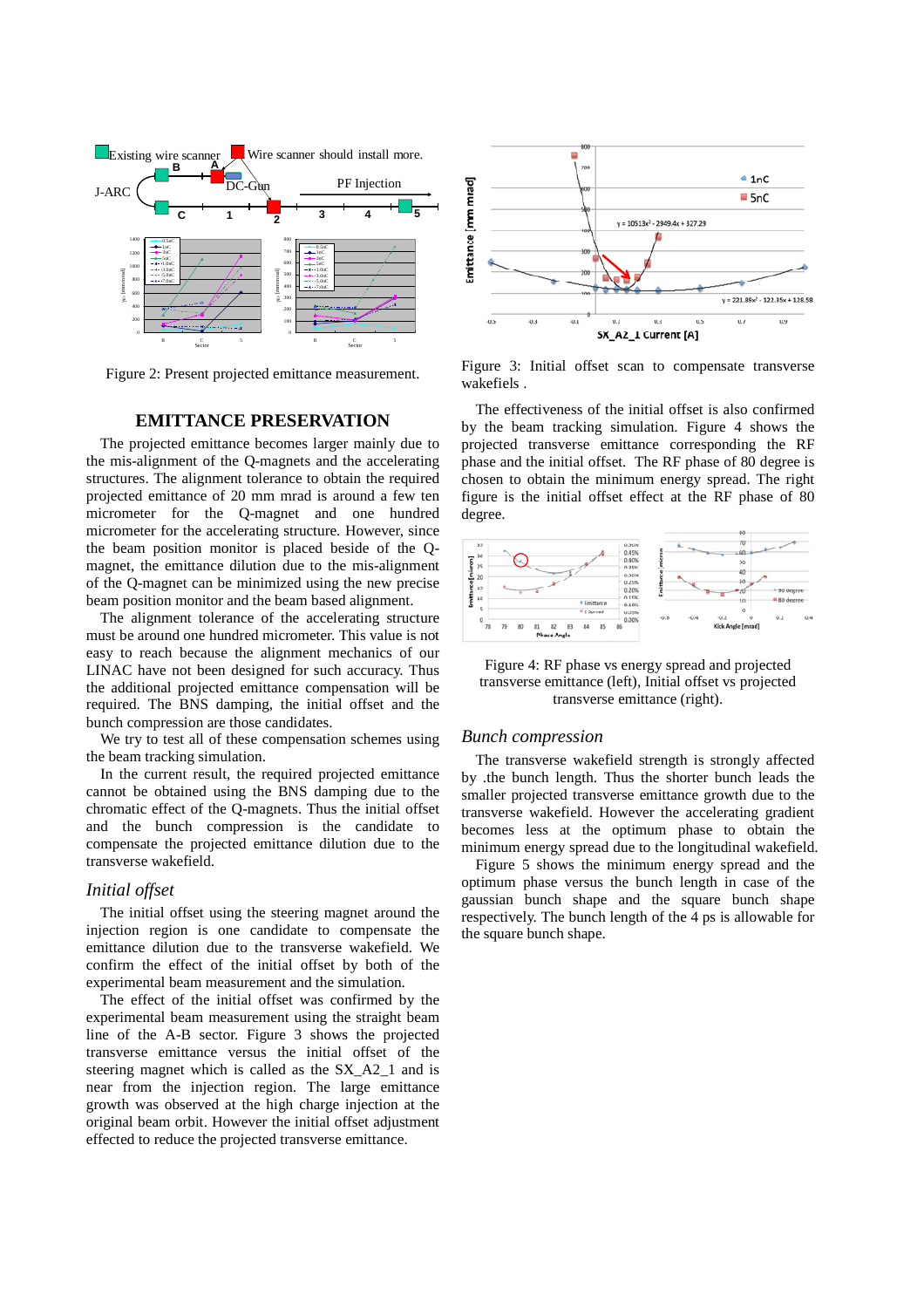Figure 2: Present projected emittance measurement.

## EMITTANCE PRESERVATION

The projected emittance becomes larger mainly due to the mis-alignment of the Q-magnets and the accelerating structures. The alignment tolerance to obtain the required projected emittance of 20 mm mrad is around a few ten micrometer for the Q-magnet and one hundred micrometer for the accelerating structure. However, since the beam position monitor is placed beside of the Q-magnet, the emittance dilution due to the mis-alignment of the Q-magnet can be minimized using the new precise beam position monitor and the beam based alignment.

The alignment tolerance of the accelerating structure must be around one hundred micrometer. This value is not easy to reach because the alignment mechanics of our LINAC have not been designed for such accuracy. Thus the additional projected emittance compensation will be required. The BNS damping, the initial offset and the bunch compression are those candidates.

We try to test all of these compensation schemes using the beam tracking simulation.

In the current result, the required projected emittance cannot be obtained using the BNS damping due to the chromatic effect of the Q-magnets. Thus the initial offset and the bunch compression is the candidate to compensate the projected emittance dilution due to the transverse wakefield.

### *Initial offset*

The initial offset using the steering magnet around the injection region is one candidate to compensate the emittance dilution due to the transverse wakefield. We confirm the effect of the initial offset by both of the experimental beam measurement and the simulation.

The effect of the initial offset was confirmed by the experimental beam measurement using the straight beam line of the A-B sector. Figure 3 shows the projected transverse emittance versus the initial offset of the steering magnet which is called as the SX_A2_1 and is near from the injection region. The large emittance growth was observed at the high charge injection at the original beam orbit. However the initial offset adjustment effected to reduce the projected transverse emittance.

Figure 3: Initial offset scan to compensate transverse wakefiels .

The effectiveness of the initial offset is also confirmed by the beam tracking simulation. Figure 4 shows the projected transverse emittance corresponding the RF phase and the initial offset. The RF phase of 80 degree is chosen to obtain the minimum energy spread. The right figure is the initial offset effect at the RF phase of 80 degree.

Figure 4: RF phase vs energy spread and projected transverse emittance (left), Initial offset vs projected transverse emittance (right).

### *Bunch compression*

The transverse wakefield strength is strongly affected by .the bunch length. Thus the shorter bunch leads the smaller projected transverse emittance growth due to the transverse wakefield. However the accelerating gradient becomes less at the optimum phase to obtain the minimum energy spread due to the longitudinal wakefield.

Figure 5 shows the minimum energy spread and the optimum phase versus the bunch length in case of the gaussian bunch shape and the square bunch shape respectively. The bunch length of the 4 ps is allowable for the square bunch shape.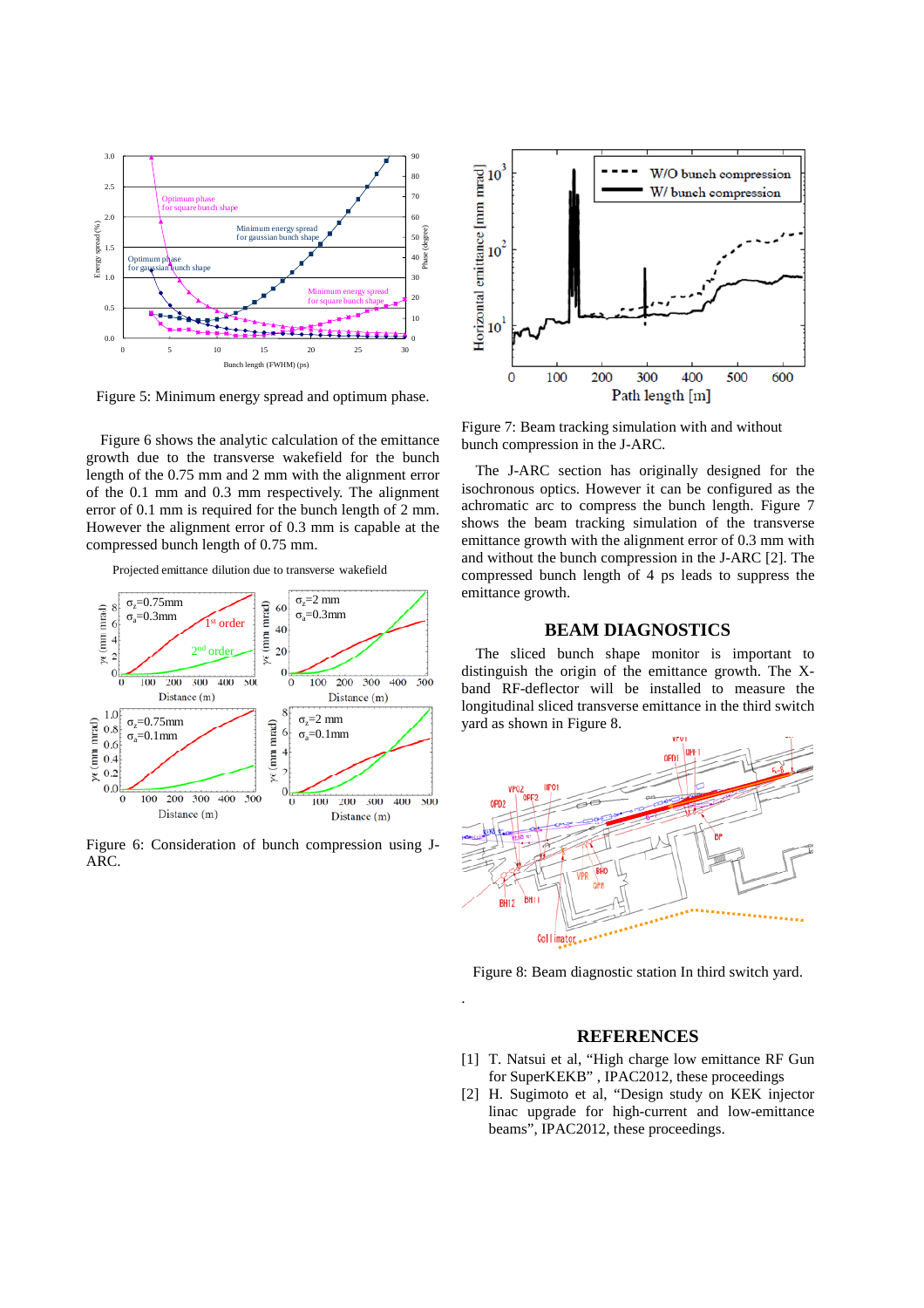Energy spread (%)
Phase (degree)
Bunch length (FWHM) (ps)
Optimum phase for square bunch shape
Minimum energy spread for gaussian bunch shape
Optimum phase for gaussian bunch shape
Minimum energy spread for square bunch shape

Figure 5: Minimum energy spread and optimum phase.

Figure 6 shows the analytic calculation of the emittance growth due to the transverse wakefield for the bunch length of the 0.75 mm and 2 mm with the alignment error of the 0.1 mm and 0.3 mm respectively. The alignment error of 0.1 mm is required for the bunch length of 2 mm. However the alignment error of 0.3 mm is capable at the compressed bunch length of 0.75 mm.

Projected emittance dilution due to transverse wakefield

$\sigma_z$=0.75mm
$\sigma_a$=0.3mm
1st order
2nd order
$\sigma_z$=2 mm
$\sigma_a$=0.3mm
$\sigma_z$=0.75mm
$\sigma_a$=0.1mm
$\sigma_z$=2 mm
$\sigma_a$=0.1mm
$\gamma\epsilon$ (mm mrad)
Distance (m)

Figure 6: Consideration of bunch compression using J-ARC.

Horizontal emittance [mm mrad]
Path length [m]
W/O bunch compression
W/ bunch compression

Figure 7: Beam tracking simulation with and without bunch compression in the J-ARC.

The J-ARC section has originally designed for the isochronous optics. However it can be configured as the achromatic arc to compress the bunch length. Figure 7 shows the beam tracking simulation of the transverse emittance growth with the alignment error of 0.3 mm with and without the bunch compression in the J-ARC [2]. The compressed bunch length of 4 ps leads to suppress the emittance growth.

## BEAM DIAGNOSTICS

The sliced bunch shape monitor is important to distinguish the origin of the emittance growth. The X-band RF-deflector will be installed to measure the longitudinal sliced transverse emittance in the third switch yard as shown in Figure 8.

Collimator

Figure 8: Beam diagnostic station In third switch yard.

## REFERENCES

[1] T. Natsui et al, "High charge low emittance RF Gun for SuperKEKB" , IPAC2012, these proceedings

[2] H. Sugimoto et al, "Design study on KEK injector linac upgrade for high-current and low-emittance beams", IPAC2012, these proceedings.